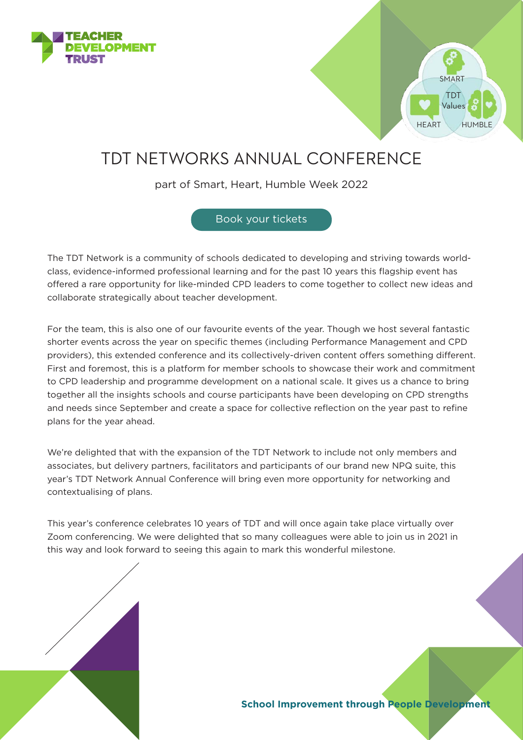TEACHER DEVELOPMENT TRUST

SMART

TDT Values

HEART

HUMBLE

# TDT NETWORKS ANNUAL CONFERENCE

part of Smart, Heart, Humble Week 2022

Book your tickets

The TDT Network is a community of schools dedicated to developing and striving towards world-class, evidence-informed professional learning and for the past 10 years this flagship event has offered a rare opportunity for like-minded CPD leaders to come together to collect new ideas and collaborate strategically about teacher development.

For the team, this is also one of our favourite events of the year. Though we host several fantastic shorter events across the year on specific themes (including Performance Management and CPD providers), this extended conference and its collectively-driven content offers something different. First and foremost, this is a platform for member schools to showcase their work and commitment to CPD leadership and programme development on a national scale. It gives us a chance to bring together all the insights schools and course participants have been developing on CPD strengths and needs since September and create a space for collective reflection on the year past to refine plans for the year ahead.

We're delighted that with the expansion of the TDT Network to include not only members and associates, but delivery partners, facilitators and participants of our brand new NPQ suite, this year's TDT Network Annual Conference will bring even more opportunity for networking and contextualising of plans.

This year's conference celebrates 10 years of TDT and will once again take place virtually over Zoom conferencing. We were delighted that so many colleagues were able to join us in 2021 in this way and look forward to seeing this again to mark this wonderful milestone.

**School Improvement through People Development**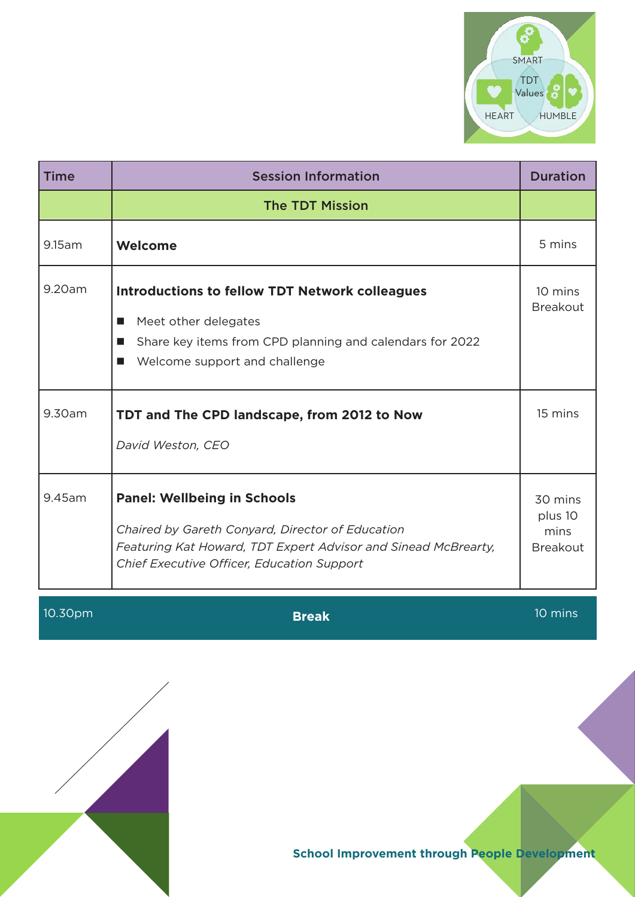| Time | Session Information | Duration |
| --- | --- | --- |
| | The TDT Mission | |
| 9.15am | **Welcome** | 5 mins |
| 9.20am | **Introductions to fellow TDT Network colleagues**<br>■ Meet other delegates<br>■ Share key items from CPD planning and calendars for 2022<br>■ Welcome support and challenge | 10 mins Breakout |
| 9.30am | **TDT and The CPD landscape, from 2012 to Now**<br>*David Weston, CEO* | 15 mins |
| 9.45am | **Panel: Wellbeing in Schools**<br>*Chaired by Gareth Conyard, Director of Education*<br>*Featuring Kat Howard, TDT Expert Advisor and Sinead McBrearty, Chief Executive Officer, Education Support* | 30 mins plus 10 mins Breakout |
| 10.30pm | **Break** | 10 mins |

**School Improvement through People Development**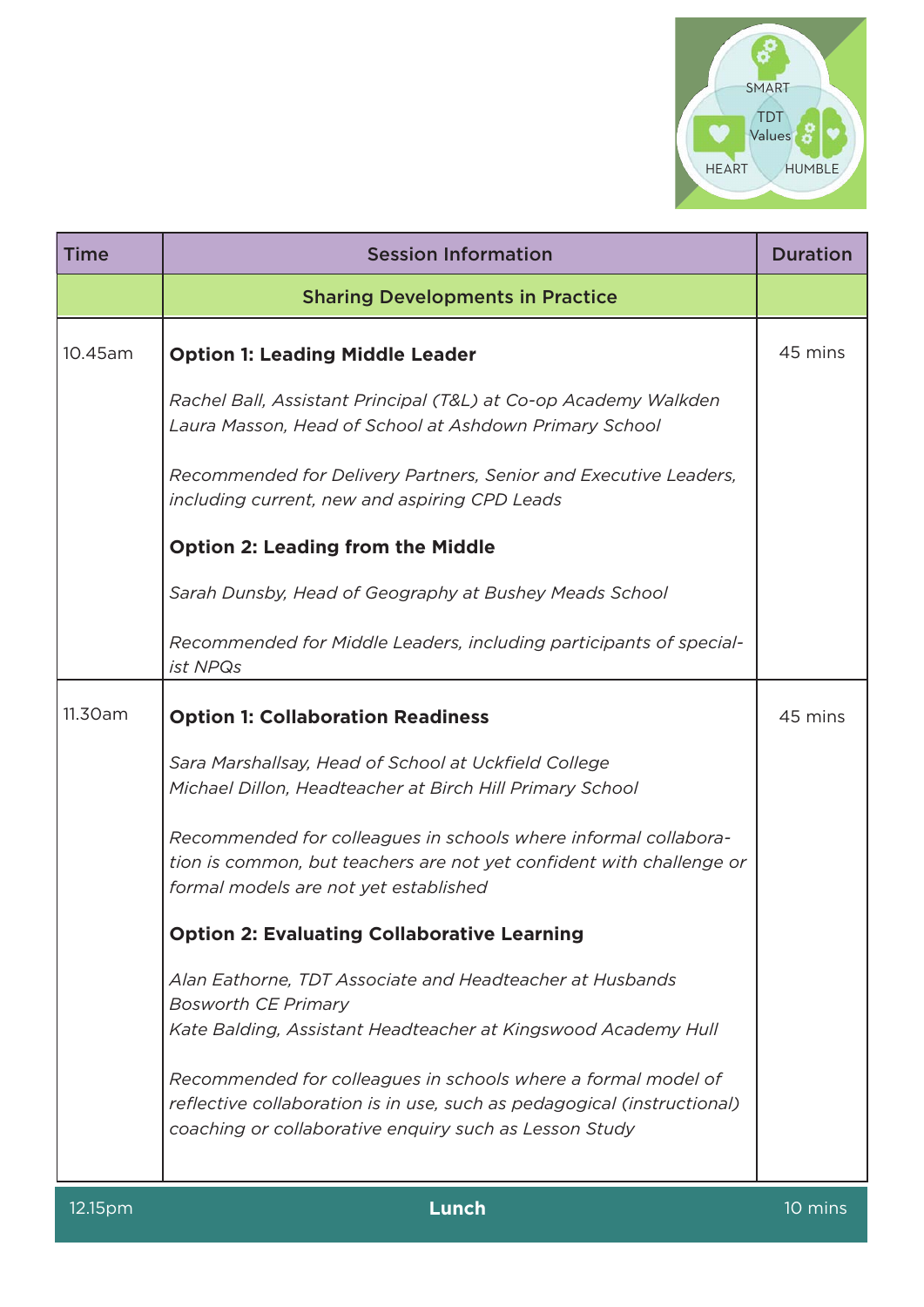| Time | Session Information | Duration |
| --- | --- | --- |
| | **Sharing Developments in Practice** | |
| 10.45am | **Option 1: Leading Middle Leader**<br>*Rachel Ball, Assistant Principal (T&L) at Co-op Academy Walkden*<br>*Laura Masson, Head of School at Ashdown Primary School*<br>*Recommended for Delivery Partners, Senior and Executive Leaders, including current, new and aspiring CPD Leads*<br>**Option 2: Leading from the Middle**<br>*Sarah Dunsby, Head of Geography at Bushey Meads School*<br>*Recommended for Middle Leaders, including participants of specialist NPQs* | 45 mins |
| 11.30am | **Option 1: Collaboration Readiness**<br>*Sara Marshallsay, Head of School at Uckfield College*<br>*Michael Dillon, Headteacher at Birch Hill Primary School*<br>*Recommended for colleagues in schools where informal collaboration is common, but teachers are not yet confident with challenge or formal models are not yet established*<br>**Option 2: Evaluating Collaborative Learning**<br>*Alan Eathorne, TDT Associate and Headteacher at Husbands Bosworth CE Primary*<br>*Kate Balding, Assistant Headteacher at Kingswood Academy Hull*<br>*Recommended for colleagues in schools where a formal model of reflective collaboration is in use, such as pedagogical (instructional) coaching or collaborative enquiry such as Lesson Study* | 45 mins |
| 12.15pm | **Lunch** | 10 mins |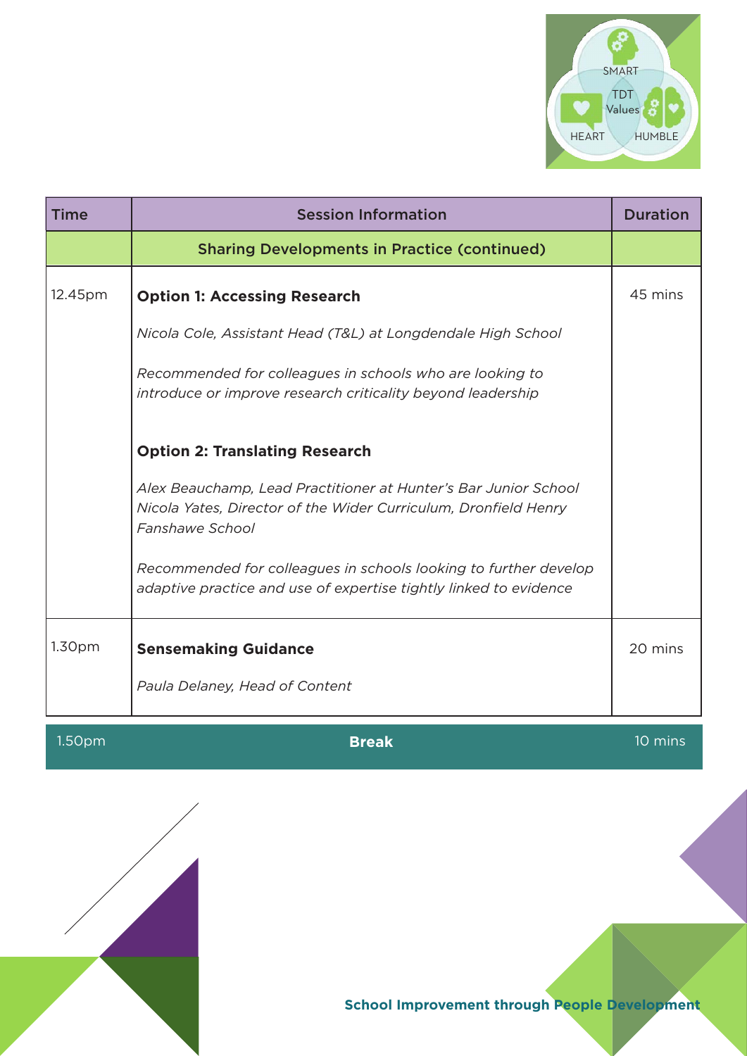| Time | Session Information | Duration |
|---|---|---|
| | **Sharing Developments in Practice (continued)** | |
| 12.45pm | **Option 1: Accessing Research**<br><br>*Nicola Cole, Assistant Head (T&L) at Longdendale High School*<br><br>*Recommended for colleagues in schools who are looking to introduce or improve research criticality beyond leadership*<br><br>**Option 2: Translating Research**<br><br>*Alex Beauchamp, Lead Practitioner at Hunter's Bar Junior School*<br>*Nicola Yates, Director of the Wider Curriculum, Dronfield Henry Fanshawe School*<br><br>*Recommended for colleagues in schools looking to further develop adaptive practice and use of expertise tightly linked to evidence* | 45 mins |
| 1.30pm | **Sensemaking Guidance**<br><br>*Paula Delaney, Head of Content* | 20 mins |
| 1.50pm | **Break** | 10 mins |

School Improvement through People Development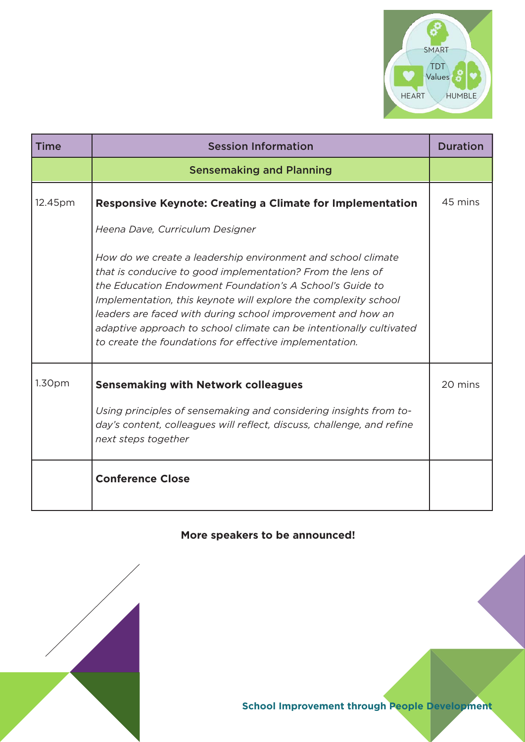| Time | Session Information | Duration |
|---|---|---|
| | **Sensemaking and Planning** | |
| 12.45pm | **Responsive Keynote: Creating a Climate for Implementation**<br><br>*Heena Dave, Curriculum Designer*<br><br>*How do we create a leadership environment and school climate that is conducive to good implementation? From the lens of the Education Endowment Foundation's A School's Guide to Implementation, this keynote will explore the complexity school leaders are faced with during school improvement and how an adaptive approach to school climate can be intentionally cultivated to create the foundations for effective implementation.* | 45 mins |
| 1.30pm | **Sensemaking with Network colleagues**<br><br>*Using principles of sensemaking and considering insights from today's content, colleagues will reflect, discuss, challenge, and refine next steps together* | 20 mins |
| | **Conference Close** | |

**More speakers to be announced!**

**School Improvement through People Development**